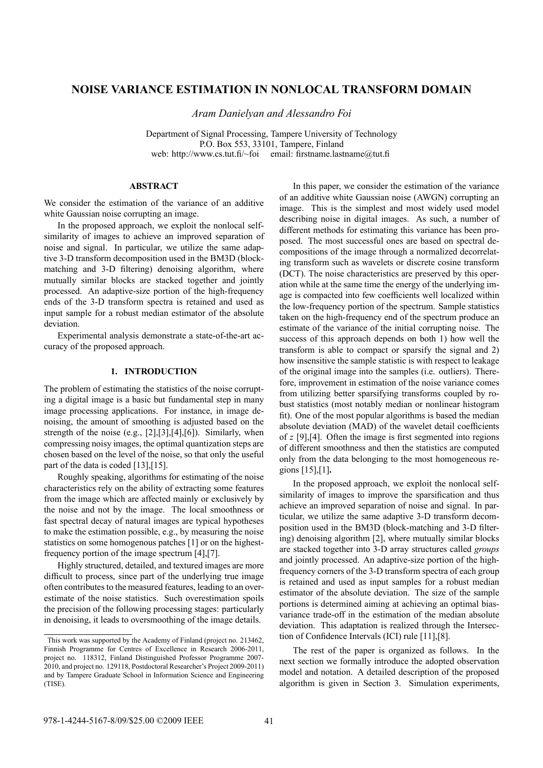# NOISE VARIANCE ESTIMATION IN NONLOCAL TRANSFORM DOMAIN

*Aram Danielyan and Alessandro Foi*

Department of Signal Processing, Tampere University of Technology
P.O. Box 553, 33101, Tampere, Finland
web: http://www.cs.tut.fi/~foi email: firstname.lastname@tut.fi

## ABSTRACT

We consider the estimation of the variance of an additive white Gaussian noise corrupting an image.

In the proposed approach, we exploit the nonlocal self-similarity of images to achieve an improved separation of noise and signal. In particular, we utilize the same adaptive 3-D transform decomposition used in the BM3D (block-matching and 3-D filtering) denoising algorithm, where mutually similar blocks are stacked together and jointly processed. An adaptive-size portion of the high-frequency ends of the 3-D transform spectra is retained and used as input sample for a robust median estimator of the absolute deviation.

Experimental analysis demonstrate a state-of-the-art accuracy of the proposed approach.

## 1. INTRODUCTION

The problem of estimating the statistics of the noise corrupting a digital image is a basic but fundamental step in many image processing applications. For instance, in image denoising, the amount of smoothing is adjusted based on the strength of the noise (e.g., [2],[3],[4],[6]). Similarly, when compressing noisy images, the optimal quantization steps are chosen based on the level of the noise, so that only the useful part of the data is coded [13],[15].

Roughly speaking, algorithms for estimating of the noise characteristics rely on the ability of extracting some features from the image which are affected mainly or exclusively by the noise and not by the image. The local smoothness or fast spectral decay of natural images are typical hypotheses to make the estimation possible, e.g., by measuring the noise statistics on some homogenous patches [1] or on the highest-frequency portion of the image spectrum [4],[7].

Highly structured, detailed, and textured images are more difficult to process, since part of the underlying true image often contributes to the measured features, leading to an overestimate of the noise statistics. Such overestimation spoils the precision of the following processing stages: particularly in denoising, it leads to oversmoothing of the image details.

In this paper, we consider the estimation of the variance of an additive white Gaussian noise (AWGN) corrupting an image. This is the simplest and most widely used model describing noise in digital images. As such, a number of different methods for estimating this variance has been proposed. The most successful ones are based on spectral decompositions of the image through a normalized decorrelating transform such as wavelets or discrete cosine transform (DCT). The noise characteristics are preserved by this operation while at the same time the energy of the underlying image is compacted into few coefficients well localized within the low-frequency portion of the spectrum. Sample statistics taken on the high-frequency end of the spectrum produce an estimate of the variance of the initial corrupting noise. The success of this approach depends on both 1) how well the transform is able to compact or sparsify the signal and 2) how insensitive the sample statistic is with respect to leakage of the original image into the samples (i.e. outliers). Therefore, improvement in estimation of the noise variance comes from utilizing better sparsifying transforms coupled by robust statistics (most notably median or nonlinear histogram fit). One of the most popular algorithms is based the median absolute deviation (MAD) of the wavelet detail coefficients of $z$ [9],[4]. Often the image is first segmented into regions of different smoothness and then the statistics are computed only from the data belonging to the most homogeneous regions [15],[1]**.**

In the proposed approach, we exploit the nonlocal self-similarity of images to improve the sparsification and thus achieve an improved separation of noise and signal. In particular, we utilize the same adaptive 3-D transform decomposition used in the BM3D (block-matching and 3-D filtering) denoising algorithm [2], where mutually similar blocks are stacked together into 3-D array structures called *groups* and jointly processed. An adaptive-size portion of the high-frequency corners of the 3-D transform spectra of each group is retained and used as input samples for a robust median estimator of the absolute deviation. The size of the sample portions is determined aiming at achieving an optimal bias-variance trade-off in the estimation of the median absolute deviation. This adaptation is realized through the Intersection of Confidence Intervals (ICI) rule [11],[8].

The rest of the paper is organized as follows. In the next section we formally introduce the adopted observation model and notation. A detailed description of the proposed algorithm is given in Section 3. Simulation experiments,

This work was supported by the Academy of Finland (project no. 213462, Finnish Programme for Centres of Excellence in Research 2006-2011, project no. 118312, Finland Distinguished Professor Programme 2007-2010, and project no. 129118, Postdoctoral Researcher's Project 2009-2011) and by Tampere Graduate School in Information Science and Engineering (TISE).

978-1-4244-5167-8/09/$25.00 ©2009 IEEE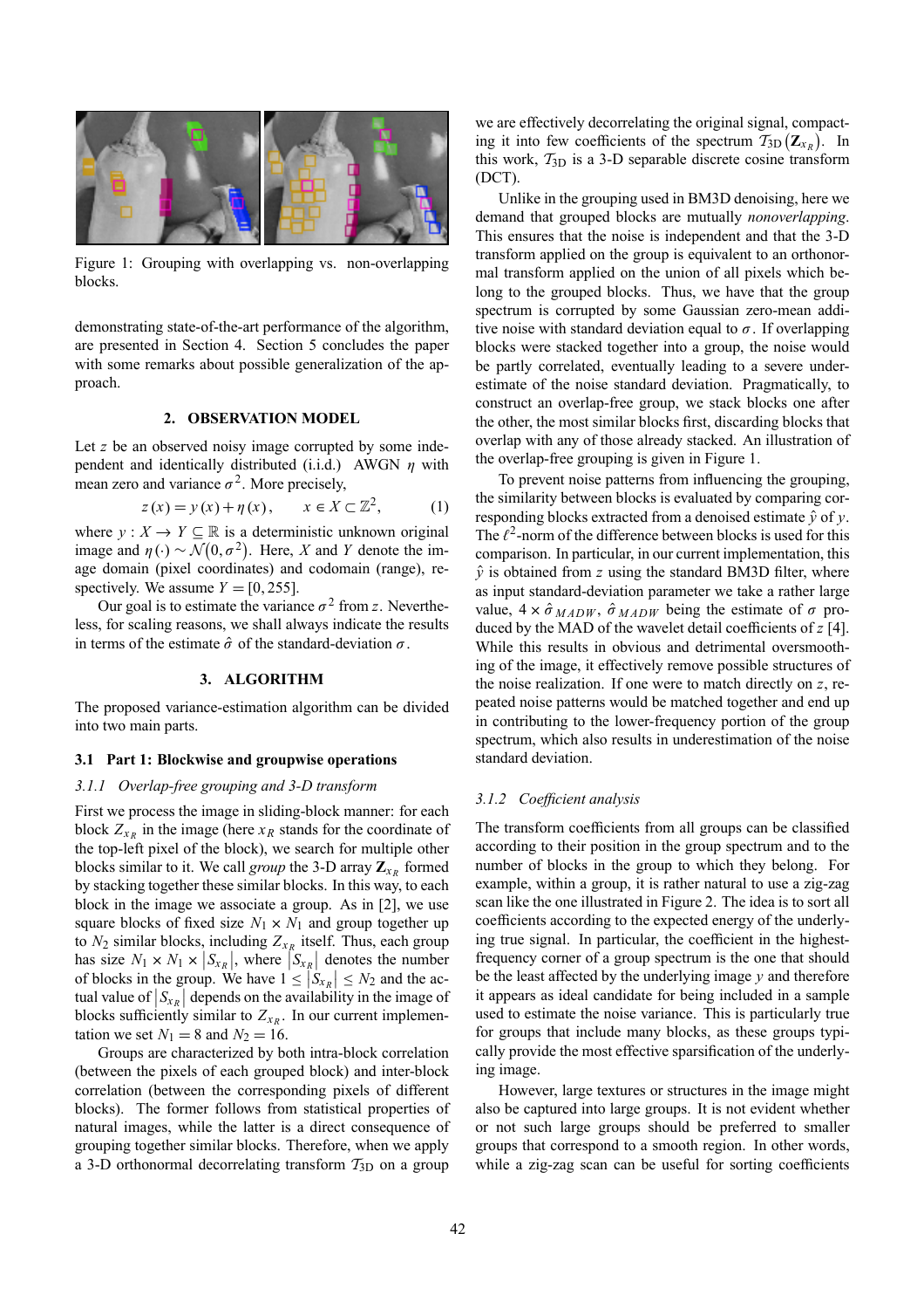Figure 1: Grouping with overlapping vs. non-overlapping blocks.

demonstrating state-of-the-art performance of the algorithm, are presented in Section 4. Section 5 concludes the paper with some remarks about possible generalization of the approach.

## 2. OBSERVATION MODEL

Let $z$ be an observed noisy image corrupted by some independent and identically distributed (i.i.d.) AWGN $\eta$ with mean zero and variance $\sigma^2$. More precisely,

$$z(x) = y(x) + \eta(x), \qquad x \in X \subset \mathbb{Z}^2, \tag{1}$$

where $y : X \to Y \subseteq \mathbb{R}$ is a deterministic unknown original image and $\eta(\cdot) \sim \mathcal{N}(0, \sigma^2)$. Here, $X$ and $Y$ denote the image domain (pixel coordinates) and codomain (range), respectively. We assume $Y = [0, 255]$.

Our goal is to estimate the variance $\sigma^2$ from $z$. Nevertheless, for scaling reasons, we shall always indicate the results in terms of the estimate $\hat{\sigma}$ of the standard-deviation $\sigma$.

## 3. ALGORITHM

The proposed variance-estimation algorithm can be divided into two main parts.

### 3.1 Part 1: Blockwise and groupwise operations

#### *3.1.1 Overlap-free grouping and 3-D transform*

First we process the image in sliding-block manner: for each block $Z_{x_R}$ in the image (here $x_R$ stands for the coordinate of the top-left pixel of the block), we search for multiple other blocks similar to it. We call *group* the 3-D array $\mathbf{Z}_{x_R}$ formed by stacking together these similar blocks. In this way, to each block in the image we associate a group. As in [2], we use square blocks of fixed size $N_1 \times N_1$ and group together up to $N_2$ similar blocks, including $Z_{x_R}$ itself. Thus, each group has size $N_1 \times N_1 \times |S_{x_R}|$, where $|S_{x_R}|$ denotes the number of blocks in the group. We have $1 \leq |S_{x_R}| \leq N_2$ and the actual value of $|S_{x_R}|$ depends on the availability in the image of blocks sufficiently similar to $Z_{x_R}$. In our current implementation we set $N_1 = 8$ and $N_2 = 16$.

Groups are characterized by both intra-block correlation (between the pixels of each grouped block) and inter-block correlation (between the corresponding pixels of different blocks). The former follows from statistical properties of natural images, while the latter is a direct consequence of grouping together similar blocks. Therefore, when we apply a 3-D orthonormal decorrelating transform $\mathcal{T}_{3\text{D}}$ on a group we are effectively decorrelating the original signal, compacting it into few coefficients of the spectrum $\mathcal{T}_{3\text{D}}(\mathbf{Z}_{x_R})$. In this work, $\mathcal{T}_{3\text{D}}$ is a 3-D separable discrete cosine transform (DCT).

Unlike in the grouping used in BM3D denoising, here we demand that grouped blocks are mutually *nonoverlapping*. This ensures that the noise is independent and that the 3-D transform applied on the group is equivalent to an orthonormal transform applied on the union of all pixels which belong to the grouped blocks. Thus, we have that the group spectrum is corrupted by some Gaussian zero-mean additive noise with standard deviation equal to $\sigma$. If overlapping blocks were stacked together into a group, the noise would be partly correlated, eventually leading to a severe underestimate of the noise standard deviation. Pragmatically, to construct an overlap-free group, we stack blocks one after the other, the most similar blocks first, discarding blocks that overlap with any of those already stacked. An illustration of the overlap-free grouping is given in Figure 1.

To prevent noise patterns from influencing the grouping, the similarity between blocks is evaluated by comparing corresponding blocks extracted from a denoised estimate $\hat{y}$ of $y$. The $\ell^2$-norm of the difference between blocks is used for this comparison. In particular, in our current implementation, this $\hat{y}$ is obtained from $z$ using the standard BM3D filter, where as input standard-deviation parameter we take a rather large value, $4 \times \hat{\sigma}_{MADW}$, $\hat{\sigma}_{MADW}$ being the estimate of $\sigma$ produced by the MAD of the wavelet detail coefficients of $z$ [4]. While this results in obvious and detrimental oversmoothing of the image, it effectively remove possible structures of the noise realization. If one were to match directly on $z$, repeated noise patterns would be matched together and end up in contributing to the lower-frequency portion of the group spectrum, which also results in underestimation of the noise standard deviation.

#### *3.1.2 Coefficient analysis*

The transform coefficients from all groups can be classified according to their position in the group spectrum and to the number of blocks in the group to which they belong. For example, within a group, it is rather natural to use a zig-zag scan like the one illustrated in Figure 2. The idea is to sort all coefficients according to the expected energy of the underlying true signal. In particular, the coefficient in the highest-frequency corner of a group spectrum is the one that should be the least affected by the underlying image $y$ and therefore it appears as ideal candidate for being included in a sample used to estimate the noise variance. This is particularly true for groups that include many blocks, as these groups typically provide the most effective sparsification of the underlying image.

However, large textures or structures in the image might also be captured into large groups. It is not evident whether or not such large groups should be preferred to smaller groups that correspond to a smooth region. In other words, while a zig-zag scan can be useful for sorting coefficients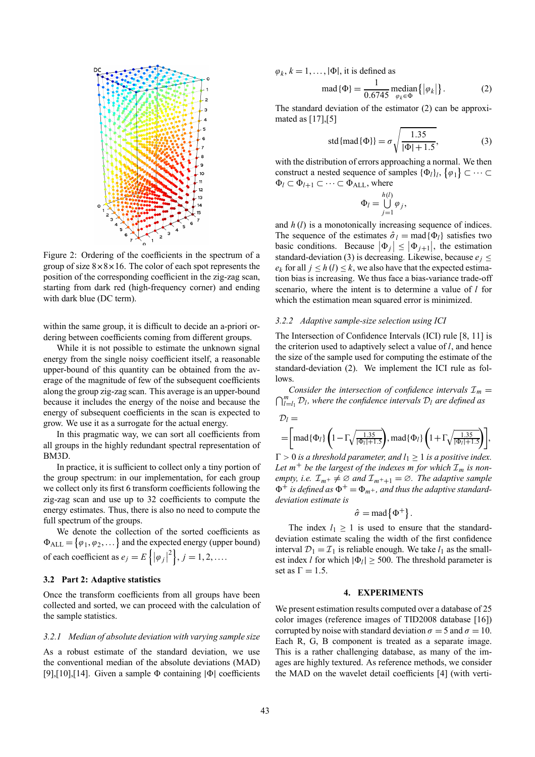Figure 2: Ordering of the coefficients in the spectrum of a group of size $8\times 8\times 16$. The color of each spot represents the position of the corresponding coefficient in the zig-zag scan, starting from dark red (high-frequency corner) and ending with dark blue (DC term).

within the same group, it is difficult to decide an a-priori ordering between coefficients coming from different groups.

While it is not possible to estimate the unknown signal energy from the single noisy coefficient itself, a reasonable upper-bound of this quantity can be obtained from the average of the magnitude of few of the subsequent coefficients along the group zig-zag scan. This average is an upper-bound because it includes the energy of the noise and because the energy of subsequent coefficients in the scan is expected to grow. We use it as a surrogate for the actual energy.

In this pragmatic way, we can sort all coefficients from all groups in the highly redundant spectral representation of BM3D.

In practice, it is sufficient to collect only a tiny portion of the group spectrum: in our implementation, for each group we collect only its first 6 transform coefficients following the zig-zag scan and use up to 32 coefficients to compute the energy estimates. Thus, there is also no need to compute the full spectrum of the groups.

We denote the collection of the sorted coefficients as $\Phi_{\mathrm{ALL}} = \{\varphi_1, \varphi_2, \dots\}$ and the expected energy (upper bound) of each coefficient as $e_j = E\left\{|\varphi_j|^2\right\}$, $j = 1, 2, \dots$.

### 3.2 Part 2: Adaptive statistics

Once the transform coefficients from all groups have been collected and sorted, we can proceed with the calculation of the sample statistics.

#### 3.2.1 *Median of absolute deviation with varying sample size*

As a robust estimate of the standard deviation, we use the conventional median of the absolute deviations (MAD) [9],[10],[14]. Given a sample $\Phi$ containing $|\Phi|$ coefficients $\varphi_k$, $k = 1, \dots, |\Phi|$, it is defined as

$$\operatorname{mad}\{\Phi\} = \frac{1}{0.6745} \operatorname*{median}_{\varphi_k \in \Phi} \left\{|\varphi_k|\right\}. \quad (2)$$

The standard deviation of the estimator (2) can be approximated as [17],[5]

$$\operatorname{std}\{\operatorname{mad}\{\Phi\}\} = \sigma\sqrt{\frac{1.35}{|\Phi| + 1.5}}, \quad (3)$$

with the distribution of errors approaching a normal. We then construct a nested sequence of samples $\{\Phi_l\}_l$, $\{\varphi_1\} \subset \cdots \subset \Phi_l \subset \Phi_{l+1} \subset \cdots \subset \Phi_{\mathrm{ALL}}$, where

$$\Phi_l = \bigcup_{j=1}^{h(l)} \varphi_j,$$

and $h(l)$ is a monotonically increasing sequence of indices. The sequence of the estimates $\hat{\sigma}_l = \operatorname{mad}\{\Phi_l\}$ satisfies two basic conditions. Because $|\Phi_j| \le |\Phi_{j+1}|$, the estimation standard-deviation (3) is decreasing. Likewise, because $e_j \le e_k$ for all $j \le h(l) \le k$, we also have that the expected estimation bias is increasing. We thus face a bias-variance trade-off scenario, where the intent is to determine a value of $l$ for which the estimation mean squared error is minimized.

#### 3.2.2 *Adaptive sample-size selection using ICI*

The Intersection of Confidence Intervals (ICI) rule [8, 11] is the criterion used to adaptively select a value of $l$, and hence the size of the sample used for computing the estimate of the standard-deviation (2). We implement the ICI rule as follows.

*Consider the intersection of confidence intervals $\mathcal{I}_m = \bigcap_{l=l_1}^{m} \mathcal{D}_l$, where the confidence intervals $\mathcal{D}_l$ are defined as*

$$\mathcal{D}_l = \left[\operatorname{mad}\{\Phi_l\}\left(1 - \Gamma\sqrt{\tfrac{1.35}{|\Phi_l|+1.5}}\right), \operatorname{mad}\{\Phi_l\}\left(1 + \Gamma\sqrt{\tfrac{1.35}{|\Phi_l|+1.5}}\right)\right],$$

*$\Gamma > 0$ is a threshold parameter, and $l_1 \ge 1$ is a positive index. Let $m^+$ be the largest of the indexes $m$ for which $\mathcal{I}_m$ is non-empty, i.e. $\mathcal{I}_{m^+} \neq \varnothing$ and $\mathcal{I}_{m^++1} = \varnothing$. The adaptive sample $\Phi^+$ is defined as $\Phi^+ = \Phi_{m^+}$, and thus the adaptive standard-deviation estimate is*

$$\hat{\sigma} = \operatorname{mad}\left\{\Phi^+\right\}.$$

The index $l_1 \ge 1$ is used to ensure that the standard-deviation estimate scaling the width of the first confidence interval $\mathcal{D}_1 = \mathcal{I}_1$ is reliable enough. We take $l_1$ as the smallest index $l$ for which $|\Phi_l| \ge 500$. The threshold parameter is set as $\Gamma = 1.5$.

## 4. EXPERIMENTS

We present estimation results computed over a database of 25 color images (reference images of TID2008 database [16]) corrupted by noise with standard deviation $\sigma = 5$ and $\sigma = 10$. Each R, G, B component is treated as a separate image. This is a rather challenging database, as many of the images are highly textured. As reference methods, we consider the MAD on the wavelet detail coefficients [4] (with verti-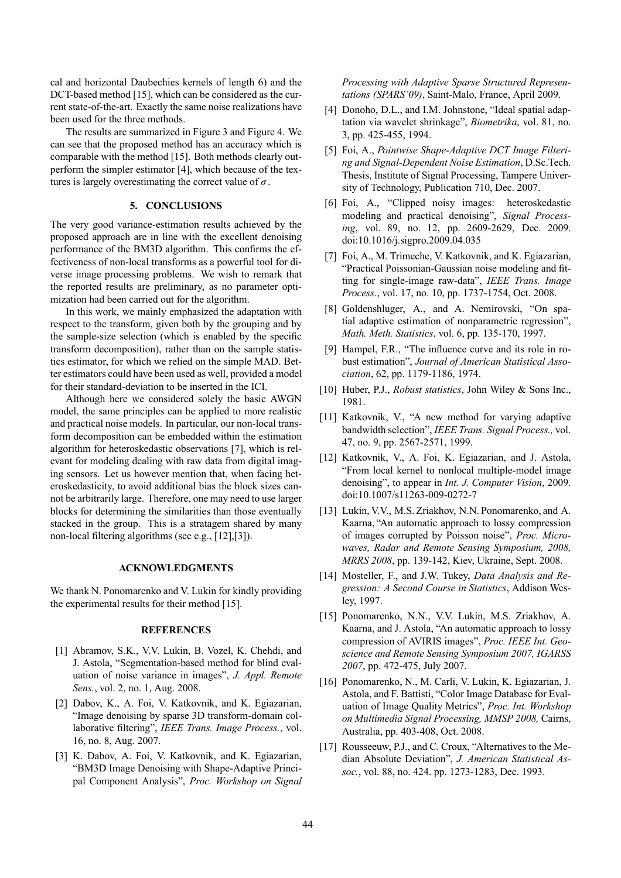cal and horizontal Daubechies kernels of length 6) and the DCT-based method [15], which can be considered as the current state-of-the-art. Exactly the same noise realizations have been used for the three methods.

The results are summarized in Figure 3 and Figure 4. We can see that the proposed method has an accuracy which is comparable with the method [15]. Both methods clearly outperform the simpler estimator [4], which because of the textures is largely overestimating the correct value of $\sigma$.

## 5. CONCLUSIONS

The very good variance-estimation results achieved by the proposed approach are in line with the excellent denoising performance of the BM3D algorithm. This confirms the effectiveness of non-local transforms as a powerful tool for diverse image processing problems. We wish to remark that the reported results are preliminary, as no parameter optimization had been carried out for the algorithm.

In this work, we mainly emphasized the adaptation with respect to the transform, given both by the grouping and by the sample-size selection (which is enabled by the specific transform decomposition), rather than on the sample statistics estimator, for which we relied on the simple MAD. Better estimators could have been used as well, provided a model for their standard-deviation to be inserted in the ICI.

Although here we considered solely the basic AWGN model, the same principles can be applied to more realistic and practical noise models. In particular, our non-local transform decomposition can be embedded within the estimation algorithm for heteroskedastic observations [7], which is relevant for modeling dealing with raw data from digital imaging sensors. Let us however mention that, when facing heteroskedasticity, to avoid additional bias the block sizes cannot be arbitrarily large. Therefore, one may need to use larger blocks for determining the similarities than those eventually stacked in the group. This is a stratagem shared by many non-local filtering algorithms (see e.g., [12],[3]).

## ACKNOWLEDGMENTS

We thank N. Ponomarenko and V. Lukin for kindly providing the experimental results for their method [15].

## REFERENCES

[1] Abramov, S.K., V.V. Lukin, B. Vozel, K. Chehdi, and J. Astola, "Segmentation-based method for blind evaluation of noise variance in images", *J. Appl. Remote Sens.*, vol. 2, no. 1, Aug. 2008.

[2] Dabov, K., A. Foi, V. Katkovnik, and K. Egiazarian, "Image denoising by sparse 3D transform-domain collaborative filtering", *IEEE Trans. Image Process.*, vol. 16, no. 8, Aug. 2007.

[3] K. Dabov, A. Foi, V. Katkovnik, and K. Egiazarian, "BM3D Image Denoising with Shape-Adaptive Principal Component Analysis", *Proc. Workshop on Signal Processing with Adaptive Sparse Structured Representations (SPARS'09)*, Saint-Malo, France, April 2009.

[4] Donoho, D.L., and I.M. Johnstone, "Ideal spatial adaptation via wavelet shrinkage", *Biometrika*, vol. 81, no. 3, pp. 425-455, 1994.

[5] Foi, A., *Pointwise Shape-Adaptive DCT Image Filtering and Signal-Dependent Noise Estimation*, D.Sc.Tech. Thesis, Institute of Signal Processing, Tampere University of Technology, Publication 710, Dec. 2007.

[6] Foi, A., "Clipped noisy images: heteroskedastic modeling and practical denoising", *Signal Processing*, vol. 89, no. 12, pp. 2609-2629, Dec. 2009. doi:10.1016/j.sigpro.2009.04.035

[7] Foi, A., M. Trimeche, V. Katkovnik, and K. Egiazarian, "Practical Poissonian-Gaussian noise modeling and fitting for single-image raw-data", *IEEE Trans. Image Process.*, vol. 17, no. 10, pp. 1737-1754, Oct. 2008.

[8] Goldenshluger, A., and A. Nemirovski, "On spatial adaptive estimation of nonparametric regression", *Math. Meth. Statistics*, vol. 6, pp. 135-170, 1997.

[9] Hampel, F.R., "The influence curve and its role in robust estimation", *Journal of American Statistical Association*, 62, pp. 1179-1186, 1974.

[10] Huber, P.J., *Robust statistics*, John Wiley & Sons Inc., 1981.

[11] Katkovnik, V., "A new method for varying adaptive bandwidth selection", *IEEE Trans. Signal Process.,* vol. 47, no. 9, pp. 2567-2571, 1999.

[12] Katkovnik, V., A. Foi, K. Egiazarian, and J. Astola, "From local kernel to nonlocal multiple-model image denoising", to appear in *Int. J. Computer Vision*, 2009. doi:10.1007/s11263-009-0272-7

[13] Lukin, V.V., M.S. Zriakhov, N.N. Ponomarenko, and A. Kaarna, "An automatic approach to lossy compression of images corrupted by Poisson noise", *Proc. Microwaves, Radar and Remote Sensing Symposium, 2008, MRRS 2008*, pp. 139-142, Kiev, Ukraine, Sept. 2008.

[14] Mosteller, F., and J.W. Tukey, *Data Analysis and Regression: A Second Course in Statistics*, Addison Wesley, 1997.

[15] Ponomarenko, N.N., V.V. Lukin, M.S. Zriakhov, A. Kaarna, and J. Astola, "An automatic approach to lossy compression of AVIRIS images", *Proc. IEEE Int. Geoscience and Remote Sensing Symposium 2007, IGARSS 2007*, pp. 472-475, July 2007.

[16] Ponomarenko, N., M. Carli, V. Lukin, K. Egiazarian, J. Astola, and F. Battisti, "Color Image Database for Evaluation of Image Quality Metrics", *Proc. Int. Workshop on Multimedia Signal Processing, MMSP 2008,* Cairns, Australia, pp. 403-408, Oct. 2008.

[17] Rousseeuw, P.J., and C. Croux, "Alternatives to the Median Absolute Deviation", *J. American Statistical Assoc.*, vol. 88, no. 424. pp. 1273-1283, Dec. 1993.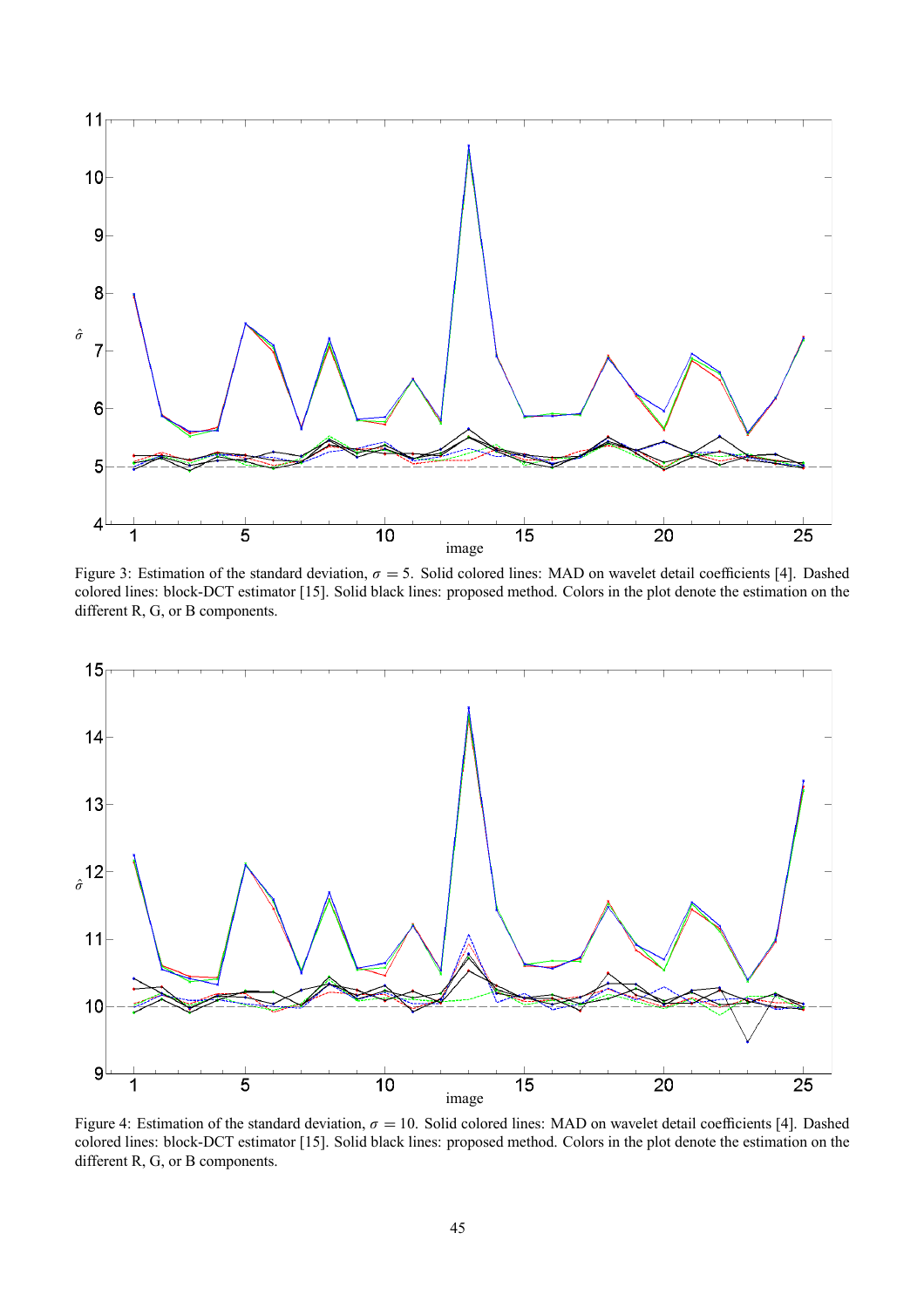11

10

9

8

$\hat{\sigma}$

7

6

5

4

1 5 10 15 20 25

image

Figure 3: Estimation of the standard deviation, $\sigma = 5$. Solid colored lines: MAD on wavelet detail coefficients [4]. Dashed colored lines: block-DCT estimator [15]. Solid black lines: proposed method. Colors in the plot denote the estimation on the different R, G, or B components.

15

14

13

$\hat{\sigma}$ 12

11

10

9

1 5 10 15 20 25

image

Figure 4: Estimation of the standard deviation, $\sigma = 10$. Solid colored lines: MAD on wavelet detail coefficients [4]. Dashed colored lines: block-DCT estimator [15]. Solid black lines: proposed method. Colors in the plot denote the estimation on the different R, G, or B components.